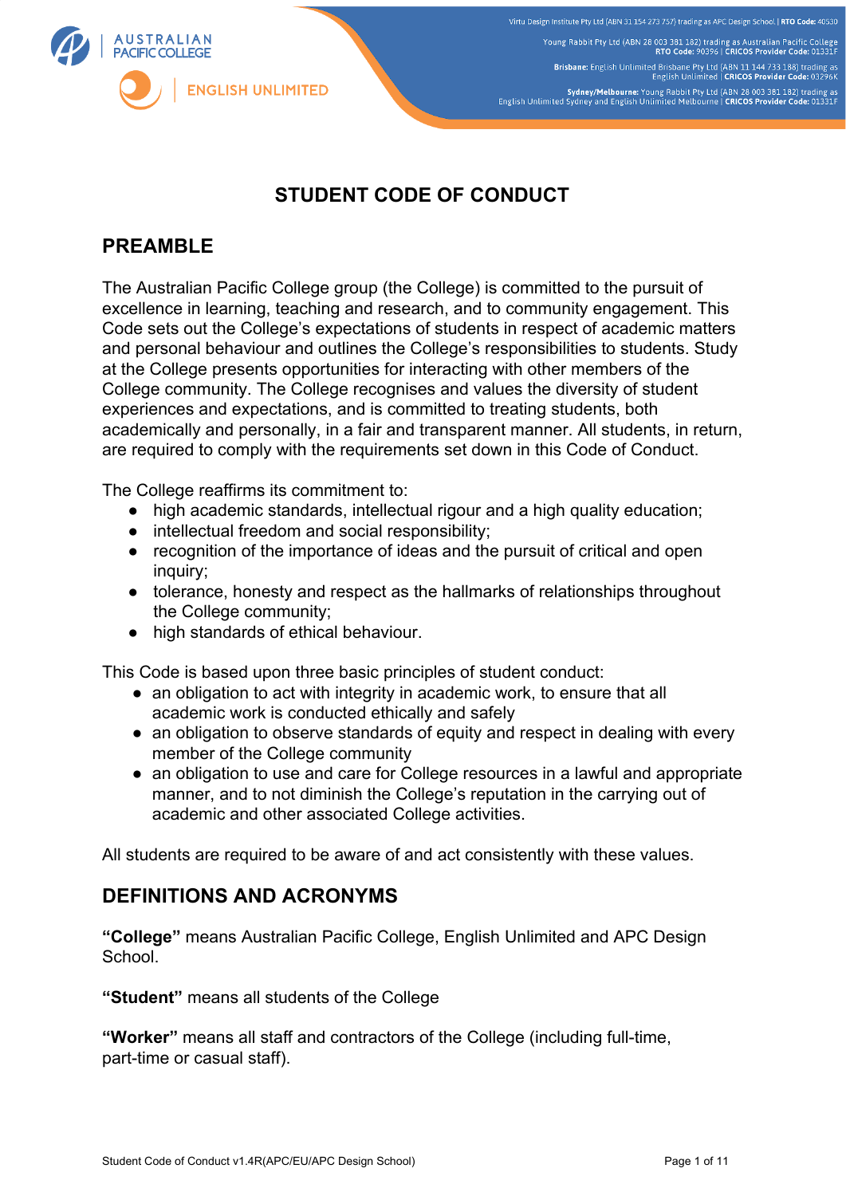# STUDENT CODE OF CONDUCT

## PREAMBLE

The Australian Pacific College group (the College) is committed to the pursuit of excellence in learning, teaching and research, and to community engagement. This Code sets out the College's expectations of students in respect of academic matters and personal behaviour and outlines the College's responsibilities to students. Study at the College presents opportunities for interacting with other members of the College community. The College recognises and values the diversity of student experiences and expectations, and is committed to treating students, both academically and personally, in a fair and transparent manner. All students, in return, are required to comply with the requirements set down in this Code of Conduct.

The College reaffirms its commitment to:

- high academic standards, intellectual rigour and a high quality education;
- intellectual freedom and social responsibility;
- recognition of the importance of ideas and the pursuit of critical and open inquiry;
- tolerance, honesty and respect as the hallmarks of relationships throughout the College community;
- high standards of ethical behaviour.

This Code is based upon three basic principles of student conduct:

- an obligation to act with integrity in academic work, to ensure that all academic work is conducted ethically and safely
- an obligation to observe standards of equity and respect in dealing with every member of the College community
- an obligation to use and care for College resources in a lawful and appropriate manner, and to not diminish the College's reputation in the carrying out of academic and other associated College activities.

All students are required to be aware of and act consistently with these values.

## DEFINITIONS AND ACRONYMS

**"College"** means Australian Pacific College, English Unlimited and APC Design School.

**"Student"** means all students of the College

**"Worker"** means all staff and contractors of the College (including full-time, part-time or casual staff).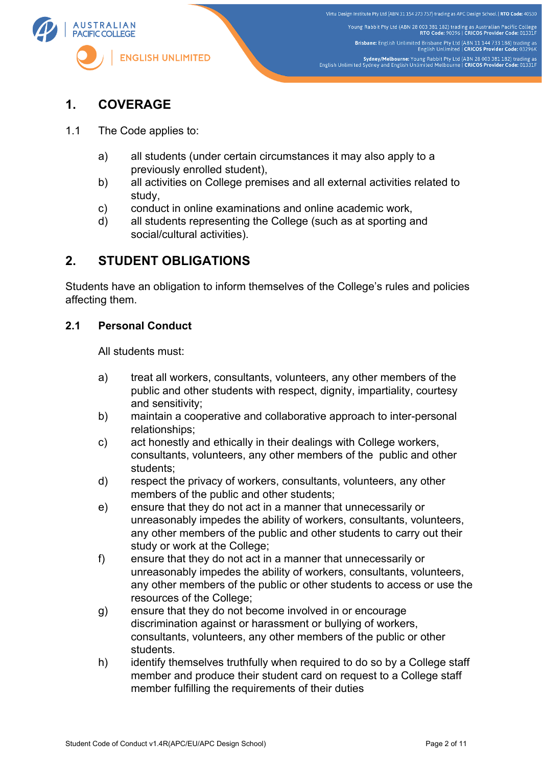## 1. COVERAGE

1.1 The Code applies to:

a) all students (under certain circumstances it may also apply to a previously enrolled student),
b) all activities on College premises and all external activities related to study,
c) conduct in online examinations and online academic work,
d) all students representing the College (such as at sporting and social/cultural activities).

## 2. STUDENT OBLIGATIONS

Students have an obligation to inform themselves of the College's rules and policies affecting them.

### 2.1 Personal Conduct

All students must:

a) treat all workers, consultants, volunteers, any other members of the public and other students with respect, dignity, impartiality, courtesy and sensitivity;
b) maintain a cooperative and collaborative approach to inter-personal relationships;
c) act honestly and ethically in their dealings with College workers, consultants, volunteers, any other members of the public and other students;
d) respect the privacy of workers, consultants, volunteers, any other members of the public and other students;
e) ensure that they do not act in a manner that unnecessarily or unreasonably impedes the ability of workers, consultants, volunteers, any other members of the public and other students to carry out their study or work at the College;
f) ensure that they do not act in a manner that unnecessarily or unreasonably impedes the ability of workers, consultants, volunteers, any other members of the public or other students to access or use the resources of the College;
g) ensure that they do not become involved in or encourage discrimination against or harassment or bullying of workers, consultants, volunteers, any other members of the public or other students.
h) identify themselves truthfully when required to do so by a College staff member and produce their student card on request to a College staff member fulfilling the requirements of their duties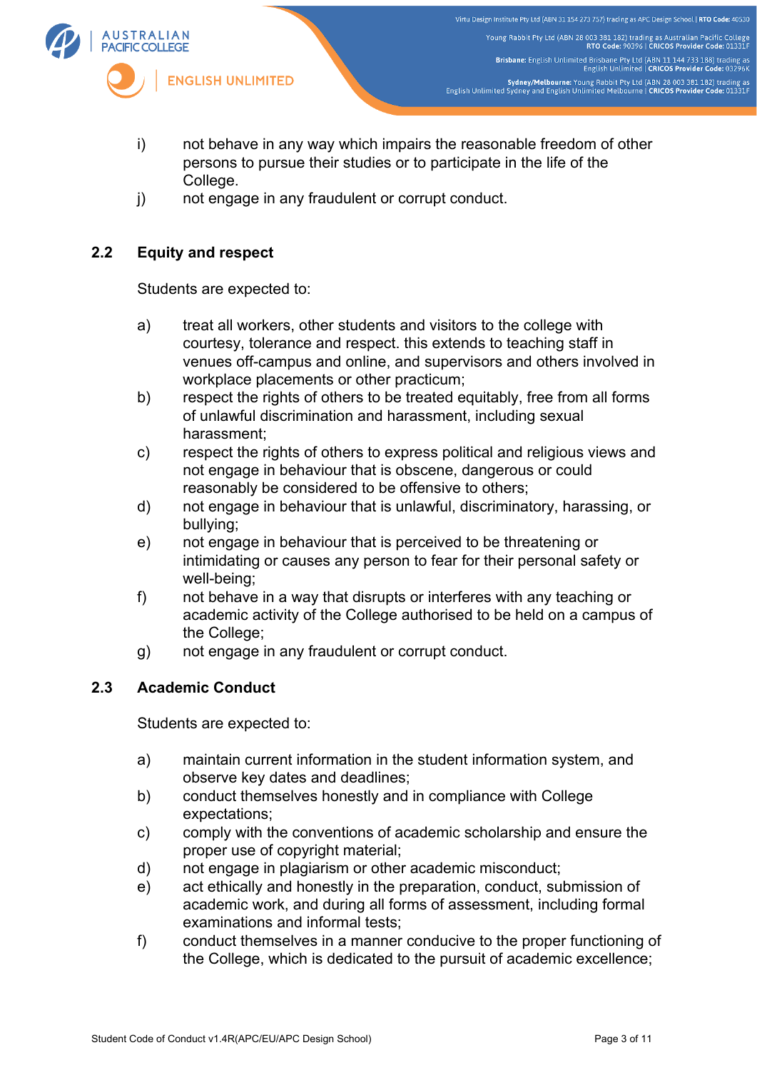i) not behave in any way which impairs the reasonable freedom of other persons to pursue their studies or to participate in the life of the College.

j) not engage in any fraudulent or corrupt conduct.

## 2.2 Equity and respect

Students are expected to:

a) treat all workers, other students and visitors to the college with courtesy, tolerance and respect. this extends to teaching staff in venues off-campus and online, and supervisors and others involved in workplace placements or other practicum;

b) respect the rights of others to be treated equitably, free from all forms of unlawful discrimination and harassment, including sexual harassment;

c) respect the rights of others to express political and religious views and not engage in behaviour that is obscene, dangerous or could reasonably be considered to be offensive to others;

d) not engage in behaviour that is unlawful, discriminatory, harassing, or bullying;

e) not engage in behaviour that is perceived to be threatening or intimidating or causes any person to fear for their personal safety or well-being;

f) not behave in a way that disrupts or interferes with any teaching or academic activity of the College authorised to be held on a campus of the College;

g) not engage in any fraudulent or corrupt conduct.

## 2.3 Academic Conduct

Students are expected to:

a) maintain current information in the student information system, and observe key dates and deadlines;

b) conduct themselves honestly and in compliance with College expectations;

c) comply with the conventions of academic scholarship and ensure the proper use of copyright material;

d) not engage in plagiarism or other academic misconduct;

e) act ethically and honestly in the preparation, conduct, submission of academic work, and during all forms of assessment, including formal examinations and informal tests;

f) conduct themselves in a manner conducive to the proper functioning of the College, which is dedicated to the pursuit of academic excellence;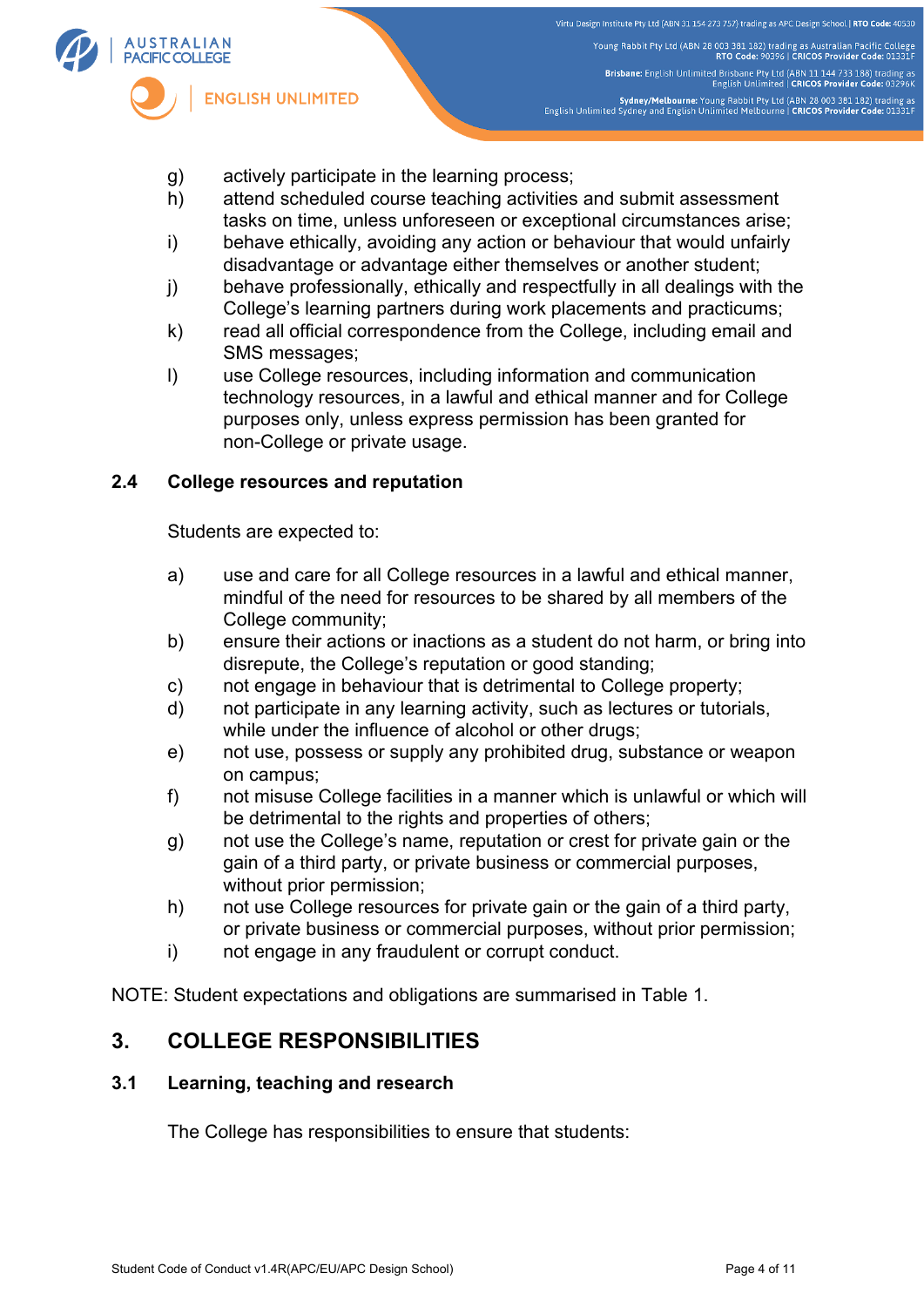g) actively participate in the learning process;

h) attend scheduled course teaching activities and submit assessment tasks on time, unless unforeseen or exceptional circumstances arise;

i) behave ethically, avoiding any action or behaviour that would unfairly disadvantage or advantage either themselves or another student;

j) behave professionally, ethically and respectfully in all dealings with the College's learning partners during work placements and practicums;

k) read all official correspondence from the College, including email and SMS messages;

l) use College resources, including information and communication technology resources, in a lawful and ethical manner and for College purposes only, unless express permission has been granted for non-College or private usage.

### 2.4 College resources and reputation

Students are expected to:

a) use and care for all College resources in a lawful and ethical manner, mindful of the need for resources to be shared by all members of the College community;

b) ensure their actions or inactions as a student do not harm, or bring into disrepute, the College's reputation or good standing;

c) not engage in behaviour that is detrimental to College property;

d) not participate in any learning activity, such as lectures or tutorials, while under the influence of alcohol or other drugs;

e) not use, possess or supply any prohibited drug, substance or weapon on campus;

f) not misuse College facilities in a manner which is unlawful or which will be detrimental to the rights and properties of others;

g) not use the College's name, reputation or crest for private gain or the gain of a third party, or private business or commercial purposes, without prior permission;

h) not use College resources for private gain or the gain of a third party, or private business or commercial purposes, without prior permission;

i) not engage in any fraudulent or corrupt conduct.

NOTE: Student expectations and obligations are summarised in Table 1.

## 3. COLLEGE RESPONSIBILITIES

### 3.1 Learning, teaching and research

The College has responsibilities to ensure that students: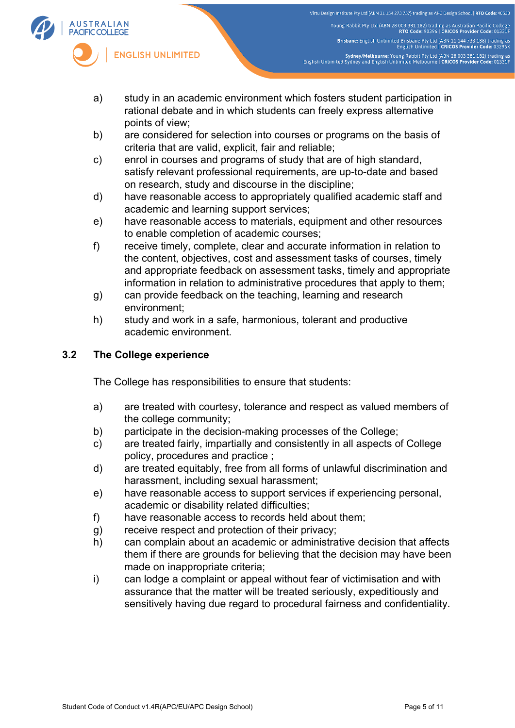a) study in an academic environment which fosters student participation in rational debate and in which students can freely express alternative points of view;
b) are considered for selection into courses or programs on the basis of criteria that are valid, explicit, fair and reliable;
c) enrol in courses and programs of study that are of high standard, satisfy relevant professional requirements, are up-to-date and based on research, study and discourse in the discipline;
d) have reasonable access to appropriately qualified academic staff and academic and learning support services;
e) have reasonable access to materials, equipment and other resources to enable completion of academic courses;
f) receive timely, complete, clear and accurate information in relation to the content, objectives, cost and assessment tasks of courses, timely and appropriate feedback on assessment tasks, timely and appropriate information in relation to administrative procedures that apply to them;
g) can provide feedback on the teaching, learning and research environment;
h) study and work in a safe, harmonious, tolerant and productive academic environment.

### 3.2 The College experience

The College has responsibilities to ensure that students:

a) are treated with courtesy, tolerance and respect as valued members of the college community;
b) participate in the decision-making processes of the College;
c) are treated fairly, impartially and consistently in all aspects of College policy, procedures and practice ;
d) are treated equitably, free from all forms of unlawful discrimination and harassment, including sexual harassment;
e) have reasonable access to support services if experiencing personal, academic or disability related difficulties;
f) have reasonable access to records held about them;
g) receive respect and protection of their privacy;
h) can complain about an academic or administrative decision that affects them if there are grounds for believing that the decision may have been made on inappropriate criteria;
i) can lodge a complaint or appeal without fear of victimisation and with assurance that the matter will be treated seriously, expeditiously and sensitively having due regard to procedural fairness and confidentiality.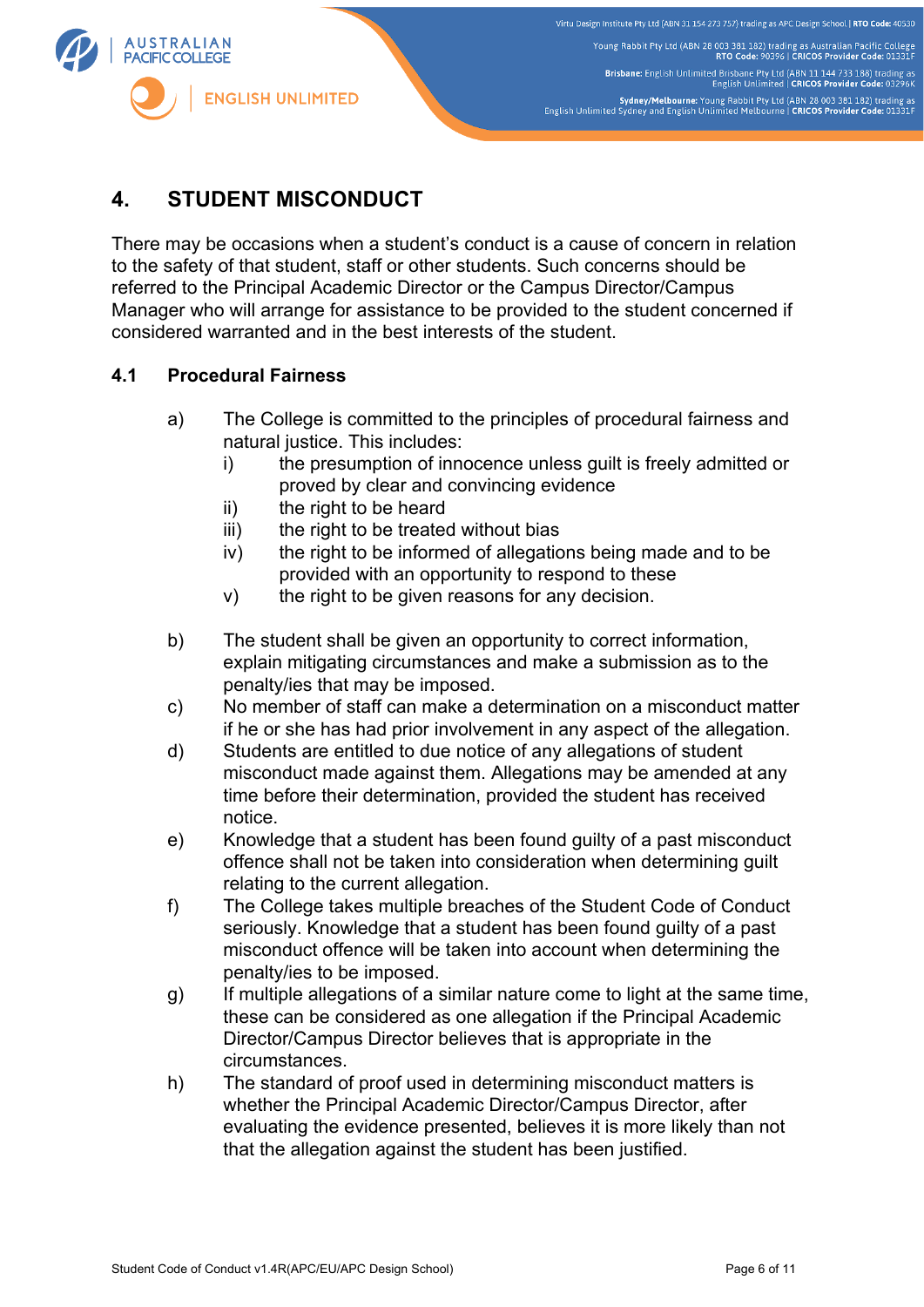# 4. STUDENT MISCONDUCT

There may be occasions when a student's conduct is a cause of concern in relation to the safety of that student, staff or other students. Such concerns should be referred to the Principal Academic Director or the Campus Director/Campus Manager who will arrange for assistance to be provided to the student concerned if considered warranted and in the best interests of the student.

## 4.1 Procedural Fairness

a) The College is committed to the principles of procedural fairness and natural justice. This includes:
   - i) the presumption of innocence unless guilt is freely admitted or proved by clear and convincing evidence
   - ii) the right to be heard
   - iii) the right to be treated without bias
   - iv) the right to be informed of allegations being made and to be provided with an opportunity to respond to these
   - v) the right to be given reasons for any decision.

b) The student shall be given an opportunity to correct information, explain mitigating circumstances and make a submission as to the penalty/ies that may be imposed.

c) No member of staff can make a determination on a misconduct matter if he or she has had prior involvement in any aspect of the allegation.

d) Students are entitled to due notice of any allegations of student misconduct made against them. Allegations may be amended at any time before their determination, provided the student has received notice.

e) Knowledge that a student has been found guilty of a past misconduct offence shall not be taken into consideration when determining guilt relating to the current allegation.

f) The College takes multiple breaches of the Student Code of Conduct seriously. Knowledge that a student has been found guilty of a past misconduct offence will be taken into account when determining the penalty/ies to be imposed.

g) If multiple allegations of a similar nature come to light at the same time, these can be considered as one allegation if the Principal Academic Director/Campus Director believes that is appropriate in the circumstances.

h) The standard of proof used in determining misconduct matters is whether the Principal Academic Director/Campus Director, after evaluating the evidence presented, believes it is more likely than not that the allegation against the student has been justified.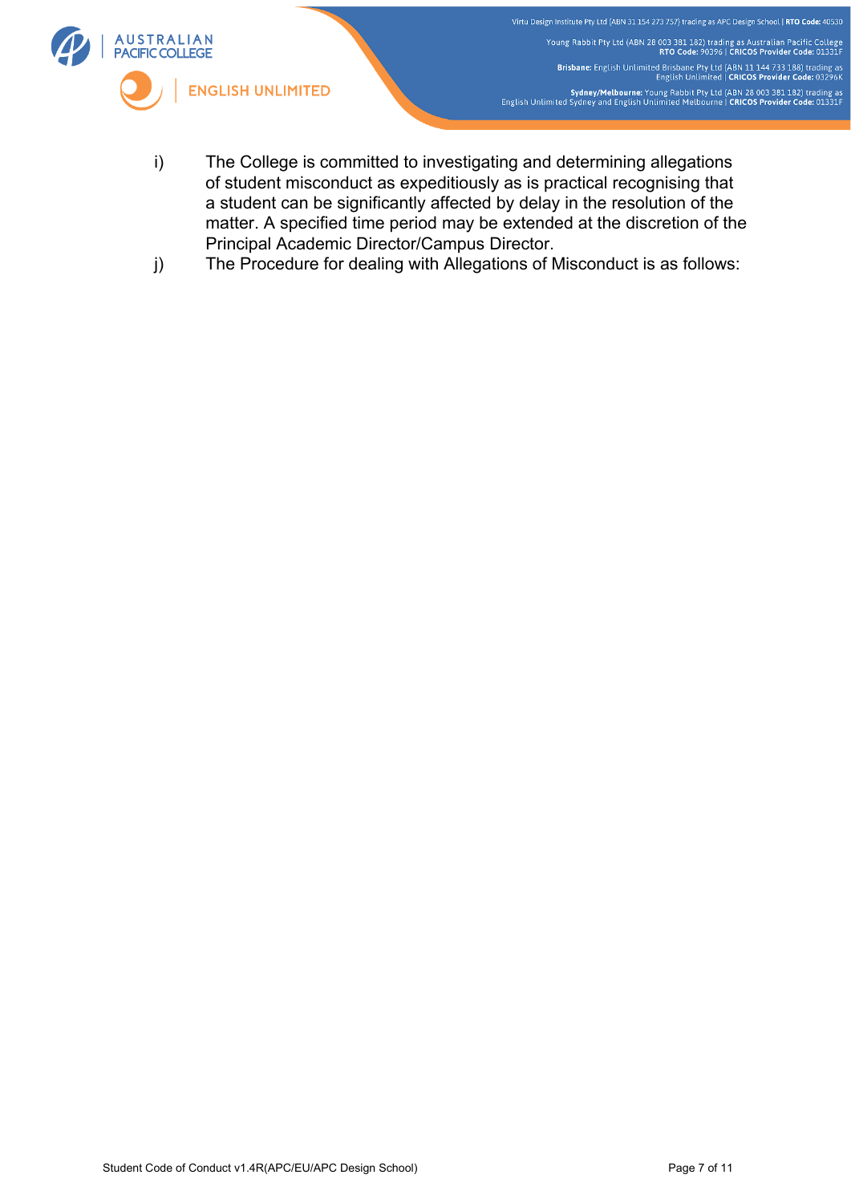i) The College is committed to investigating and determining allegations of student misconduct as expeditiously as is practical recognising that a student can be significantly affected by delay in the resolution of the matter. A specified time period may be extended at the discretion of the Principal Academic Director/Campus Director.

j) The Procedure for dealing with Allegations of Misconduct is as follows: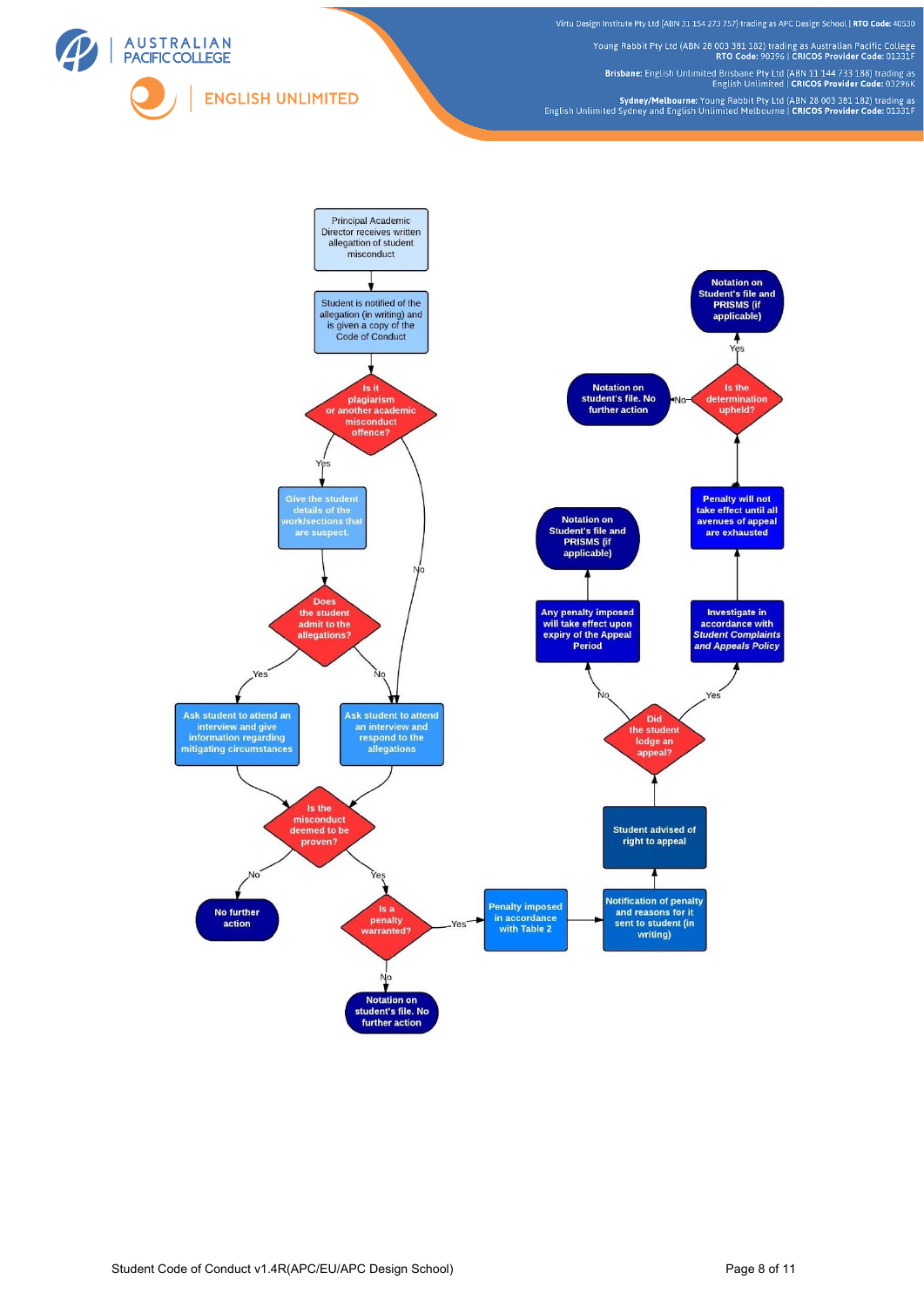Principal Academic Director receives written allegattion of student misconduct

Student is notified of the allegation (in writing) and is given a copy of the Code of Conduct

**Is it plagiarism or another academic misconduct offence?**

- Yes → Give the student details of the work/sections that are suspect.
  - **Does the student admit to the allegations?**
    - Yes → Ask student to attend an interview and give information regarding mitigating circumstances
    - No → Ask student to attend an interview and respond to the allegations
- No → Ask student to attend an interview and respond to the allegations

**Is the misconduct deemed to be proven?**

- No → No further action
- Yes → **Is a penalty warranted?**
  - No → Notation on student's file. No further action
  - Yes → Penalty imposed in accordance with Table 2 → Notification of penalty and reasons for it sent to student (in writing) → Student advised of right to appeal

**Did the student lodge an appeal?**

- No → Any penalty imposed will take effect upon expiry of the Appeal Period → Notation on Student's file and PRISMS (if applicable)
- Yes → Investigate in accordance with *Student Complaints and Appeals Policy* → Penalty will not take effect until all avenues of appeal are exhausted → **Is the determination upheld?**
  - Yes → Notation on Student's file and PRISMS (if applicable)
  - No → Notation on student's file. No further action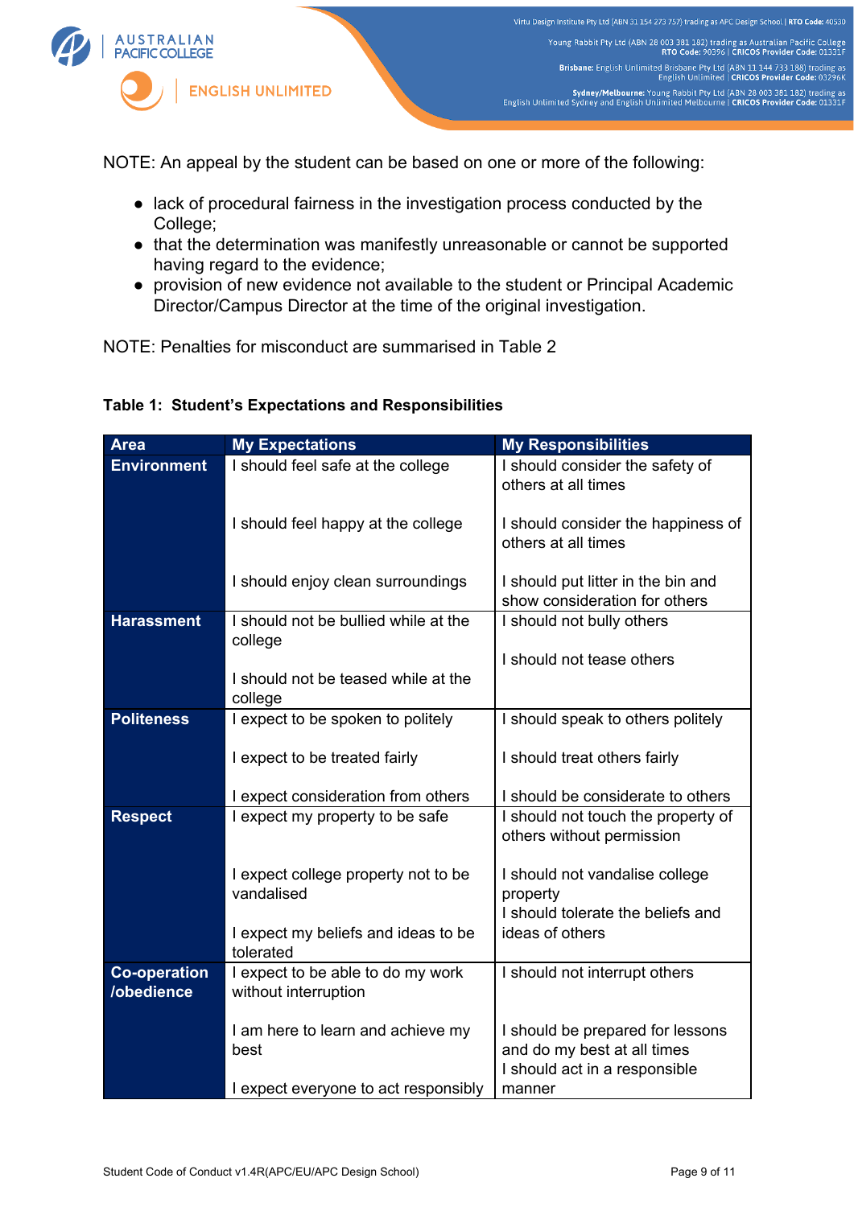NOTE: An appeal by the student can be based on one or more of the following:

- lack of procedural fairness in the investigation process conducted by the College;
- that the determination was manifestly unreasonable or cannot be supported having regard to the evidence;
- provision of new evidence not available to the student or Principal Academic Director/Campus Director at the time of the original investigation.

NOTE: Penalties for misconduct are summarised in Table 2

**Table 1: Student's Expectations and Responsibilities**

| Area | My Expectations | My Responsibilities |
|---|---|---|
| **Environment** | I should feel safe at the college | I should consider the safety of others at all times |
| | I should feel happy at the college | I should consider the happiness of others at all times |
| | I should enjoy clean surroundings | I should put litter in the bin and show consideration for others |
| **Harassment** | I should not be bullied while at the college | I should not bully others |
| | I should not be teased while at the college | I should not tease others |
| **Politeness** | I expect to be spoken to politely | I should speak to others politely |
| | I expect to be treated fairly | I should treat others fairly |
| | I expect consideration from others | I should be considerate to others |
| **Respect** | I expect my property to be safe | I should not touch the property of others without permission |
| | I expect college property not to be vandalised | I should not vandalise college property |
| | I expect my beliefs and ideas to be tolerated | I should tolerate the beliefs and ideas of others |
| **Co-operation /obedience** | I expect to be able to do my work without interruption | I should not interrupt others |
| | I am here to learn and achieve my best | I should be prepared for lessons and do my best at all times |
| | I expect everyone to act responsibly | I should act in a responsible manner |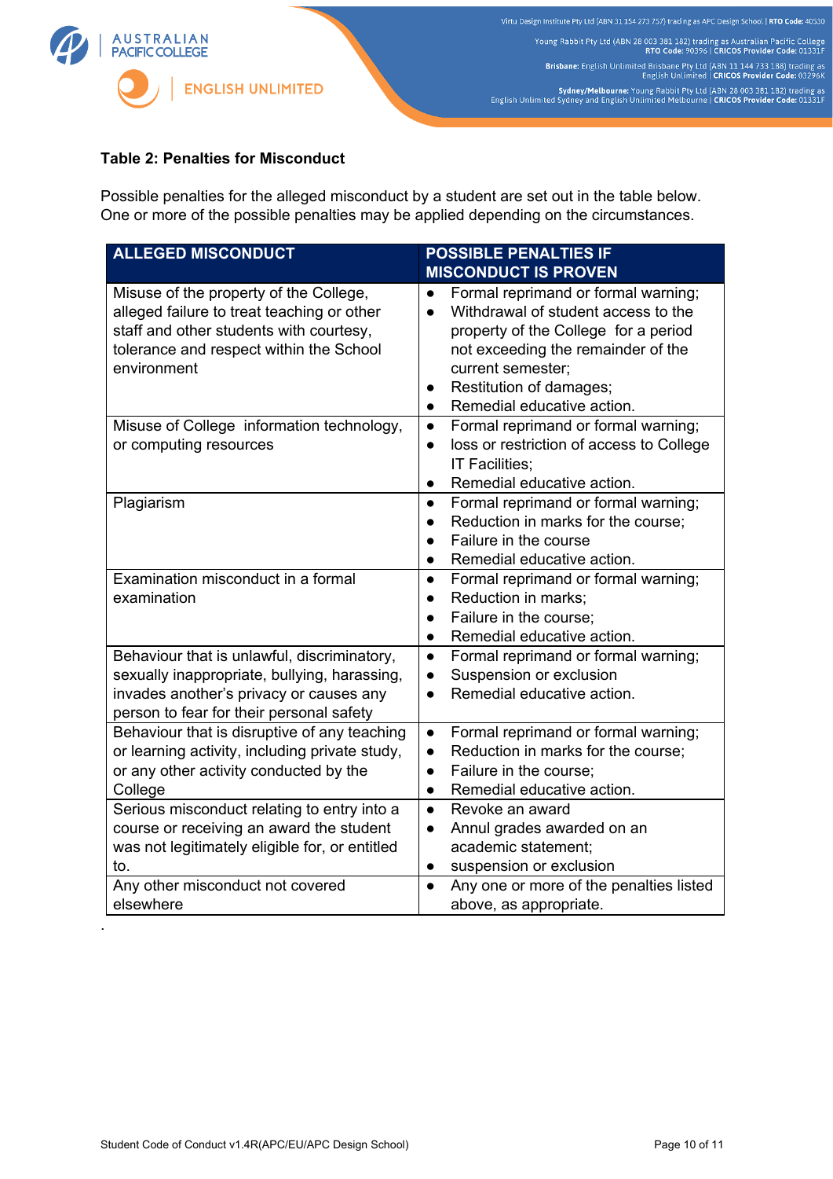**Table 2: Penalties for Misconduct**

Possible penalties for the alleged misconduct by a student are set out in the table below. One or more of the possible penalties may be applied depending on the circumstances.

| ALLEGED MISCONDUCT | POSSIBLE PENALTIES IF MISCONDUCT IS PROVEN |
|---|---|
| Misuse of the property of the College, alleged failure to treat teaching or other staff and other students with courtesy, tolerance and respect within the School environment | • Formal reprimand or formal warning;<br>• Withdrawal of student access to the property of the College for a period not exceeding the remainder of the current semester;<br>• Restitution of damages;<br>• Remedial educative action. |
| Misuse of College information technology, or computing resources | • Formal reprimand or formal warning;<br>• loss or restriction of access to College IT Facilities;<br>• Remedial educative action. |
| Plagiarism | • Formal reprimand or formal warning;<br>• Reduction in marks for the course;<br>• Failure in the course<br>• Remedial educative action. |
| Examination misconduct in a formal examination | • Formal reprimand or formal warning;<br>• Reduction in marks;<br>• Failure in the course;<br>• Remedial educative action. |
| Behaviour that is unlawful, discriminatory, sexually inappropriate, bullying, harassing, invades another's privacy or causes any person to fear for their personal safety | • Formal reprimand or formal warning;<br>• Suspension or exclusion<br>• Remedial educative action. |
| Behaviour that is disruptive of any teaching or learning activity, including private study, or any other activity conducted by the College | • Formal reprimand or formal warning;<br>• Reduction in marks for the course;<br>• Failure in the course;<br>• Remedial educative action. |
| Serious misconduct relating to entry into a course or receiving an award the student was not legitimately eligible for, or entitled to. | • Revoke an award<br>• Annul grades awarded on an academic statement;<br>• suspension or exclusion |
| Any other misconduct not covered elsewhere | • Any one or more of the penalties listed above, as appropriate. |

.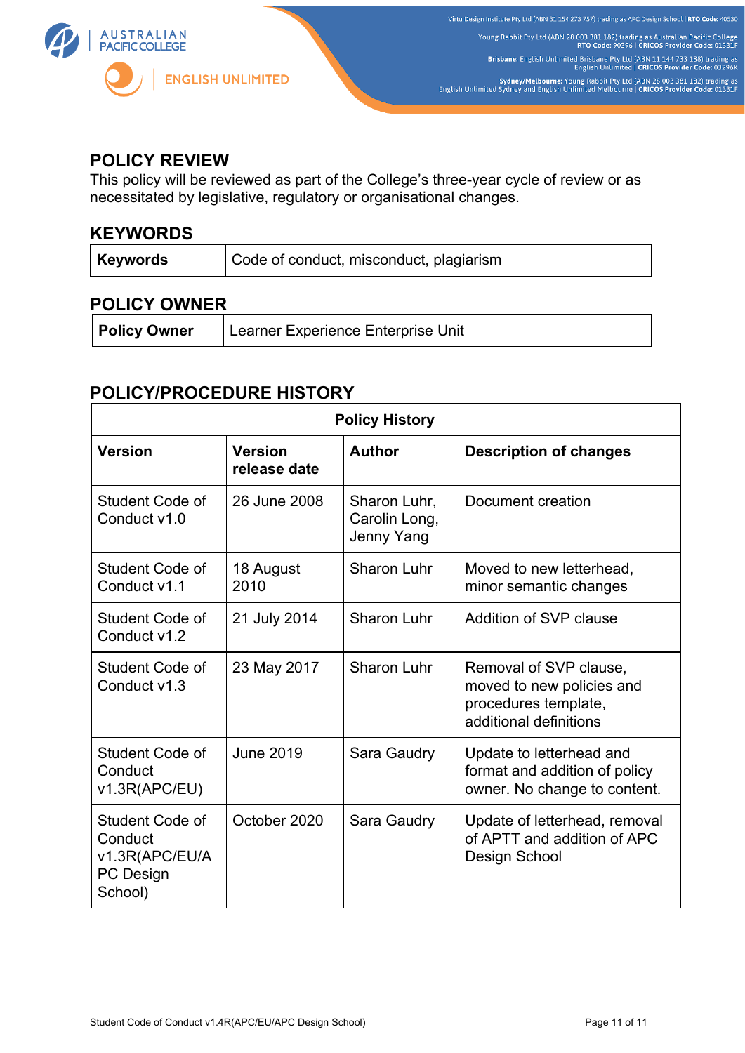## POLICY REVIEW

This policy will be reviewed as part of the College's three-year cycle of review or as necessitated by legislative, regulatory or organisational changes.

## KEYWORDS

| | |
|---|---|
| **Keywords** | Code of conduct, misconduct, plagiarism |

## POLICY OWNER

| | |
|---|---|
| **Policy Owner** | Learner Experience Enterprise Unit |

## POLICY/PROCEDURE HISTORY

| **Policy History** | | | |
|---|---|---|---|
| **Version** | **Version release date** | **Author** | **Description of changes** |
| Student Code of Conduct v1.0 | 26 June 2008 | Sharon Luhr, Carolin Long, Jenny Yang | Document creation |
| Student Code of Conduct v1.1 | 18 August 2010 | Sharon Luhr | Moved to new letterhead, minor semantic changes |
| Student Code of Conduct v1.2 | 21 July 2014 | Sharon Luhr | Addition of SVP clause |
| Student Code of Conduct v1.3 | 23 May 2017 | Sharon Luhr | Removal of SVP clause, moved to new policies and procedures template, additional definitions |
| Student Code of Conduct v1.3R(APC/EU) | June 2019 | Sara Gaudry | Update to letterhead and format and addition of policy owner. No change to content. |
| Student Code of Conduct v1.3R(APC/EU/APC Design School) | October 2020 | Sara Gaudry | Update of letterhead, removal of APTT and addition of APC Design School |